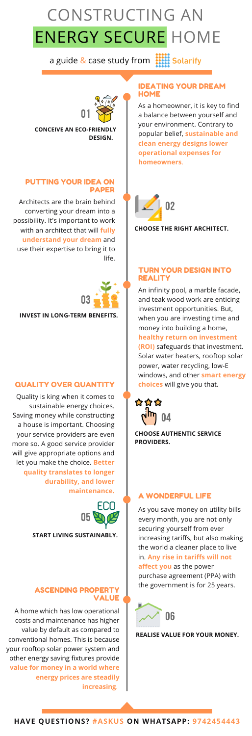# CONSTRUCTING AN ENERGY SECURE HOME

a guide & case study from Solarify

## 01 CONCEIVE AN ECO-FRIENDLY DESIGN.

### IDEATING YOUR DREAM HOME

As a homeowner, it is key to find a balance between yourself and your environment. Contrary to popular belief, **sustainable and clean energy designs lower operational expenses for homeowners**.

## 02 CHOOSE THE RIGHT ARCHITECT.

### PUTTING YOUR IDEA ON PAPER

Architects are the brain behind converting your dream into a possibility. It's important to work with an architect that will **fully understand your dream** and use their expertise to bring it to life.

## 03 INVEST IN LONG-TERM BENEFITS.

### TURN YOUR DESIGN INTO REALITY

An infinity pool, a marble facade, and teak wood work are enticing investment opportunities. But, when you are investing time and money into building a home, **healthy return on investment (ROI)** safeguards that investment. Solar water heaters, rooftop solar power, water recycling, low-E windows, and other **smart energy choices** will give you that.

## 04 CHOOSE AUTHENTIC SERVICE PROVIDERS.

### QUALITY OVER QUANTITY

Quality is king when it comes to sustainable energy choices. Saving money while constructing a house is important. Choosing your service providers are even more so. A good service provider will give appropriate options and let you make the choice. **Better quality translates to longer durability, and lower maintenance.**

## 05 START LIVING SUSTAINABLY.

### A WONDERFUL LIFE

As you save money on utility bills every month, you are not only securing yourself from ever increasing tariffs, but also making the world a cleaner place to live in. **Any rise in tariffs will not affect you** as the power purchase agreement (PPA) with the government is for 25 years.

## 06 REALISE VALUE FOR YOUR MONEY.

### ASCENDING PROPERTY VALUE

A home which has low operational costs and maintenance has higher value by default as compared to conventional homes. This is because your rooftop solar power system and other energy saving fixtures provide **value for money in a world where energy prices are steadily increasing**.

**HAVE QUESTIONS? #ASKUS ON WHATSAPP: 9742454443**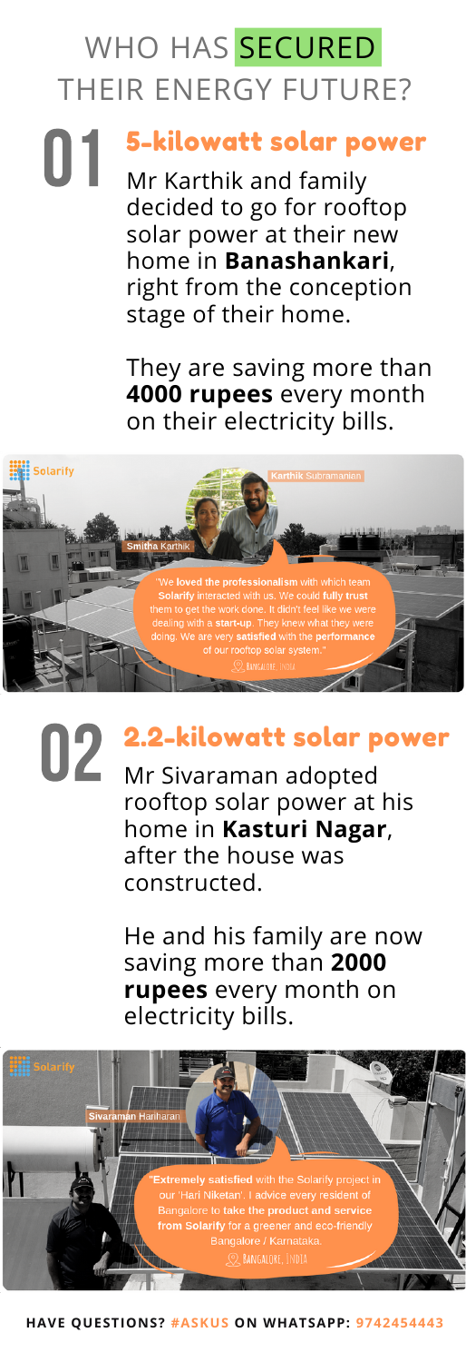# WHO HAS SECURED THEIR ENERGY FUTURE?

## 01 5-kilowatt solar power

Mr Karthik and family decided to go for rooftop solar power at their new home in **Banashankari**, right from the conception stage of their home.

They are saving more than **4000 rupees** every month on their electricity bills.

Solarify

**Karthik** Subramanian

**Smitha** Karthik

"We **loved the professionalism** with which team **Solarify** interacted with us. We could **fully trust** them to get the work done. It didn't feel like we were dealing with a **start-up**. They knew what they were doing. We are very **satisfied** with the **performance** of our rooftop solar system."

Bangalore, India

## 02 2.2-kilowatt solar power

Mr Sivaraman adopted rooftop solar power at his home in **Kasturi Nagar**, after the house was constructed.

He and his family are now saving more than **2000 rupees** every month on electricity bills.

Solarify

**Sivaraman** Hariharan

"**Extremely satisfied** with the Solarify project in our 'Hari Niketan'. I advice **every resident** of Bangalore to **take the product and service from Solarify** for a greener and eco-friendly Bangalore / Karnataka.

Bangalore, India

**HAVE QUESTIONS? #ASKUS ON WHATSAPP: 9742454443**